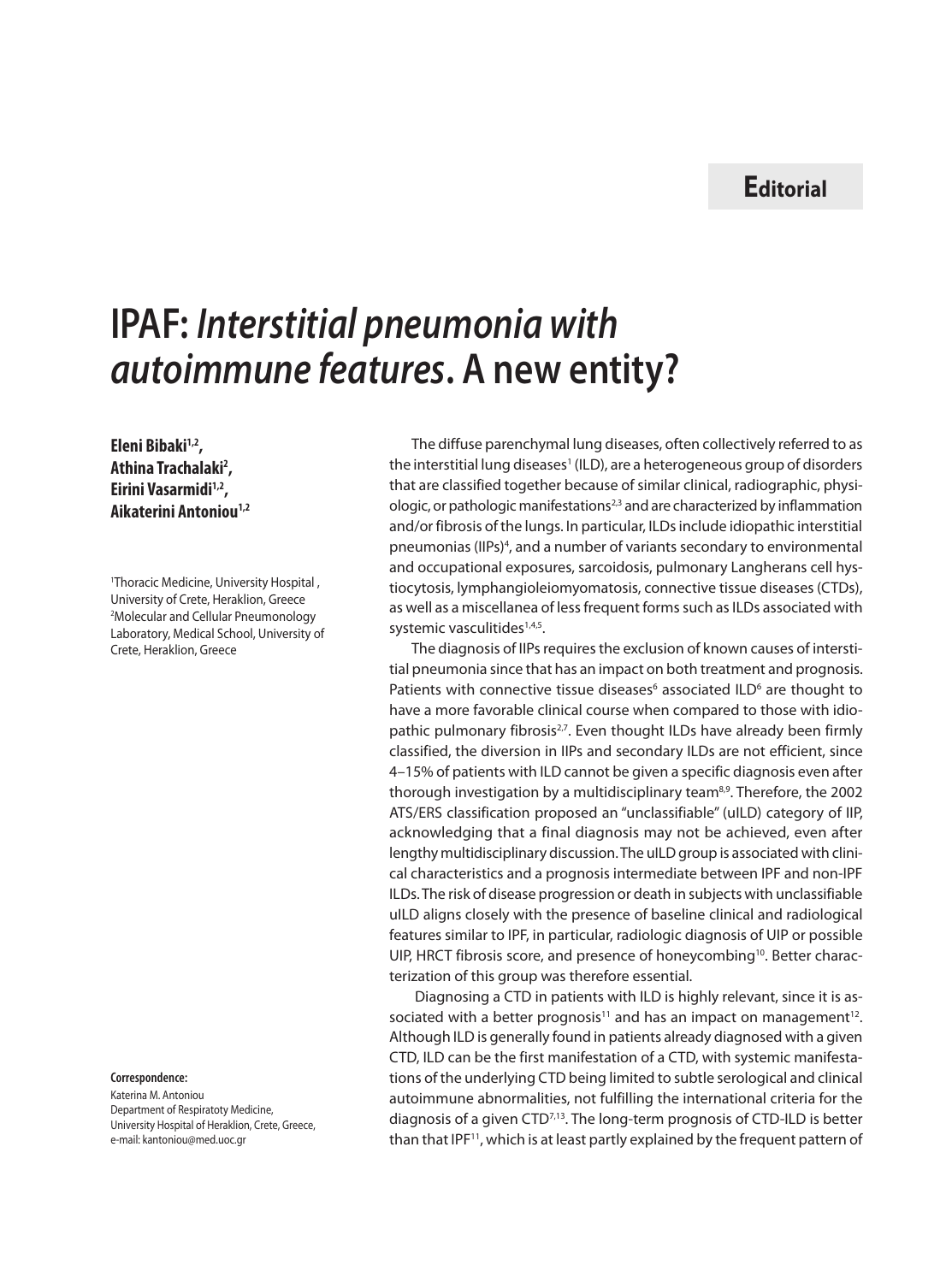**Editorial**

# IPAF: *Interstitial pneumonia with autoimmune features*. A new entity?

**Eleni Bibaki[1,2], Athina Trachalaki[2], Eirini Vasarmidi[1,2], Aikaterini Antoniou[1,2]**

[1]Thoracic Medicine, University Hospital , University of Crete, Heraklion, Greece
[2]Molecular and Cellular Pneumonology Laboratory, Medical School, University of Crete, Heraklion, Greece

**Correspondence:**
Katerina M. Antoniou
Department of Respiratoty Medicine, University Hospital of Heraklion, Crete, Greece, e-mail: kantoniou@med.uoc.gr

The diffuse parenchymal lung diseases, often collectively referred to as the interstitial lung diseases[1] (ILD), are a heterogeneous group of disorders that are classified together because of similar clinical, radiographic, physiologic, or pathologic manifestations[2,3] and are characterized by inflammation and/or fibrosis of the lungs. In particular, ILDs include idiopathic interstitial pneumonias (IIPs)[4], and a number of variants secondary to environmental and occupational exposures, sarcoidosis, pulmonary Langherans cell hystiocytosis, lymphangioleiomyomatosis, connective tissue diseases (CTDs), as well as a miscellanea of less frequent forms such as ILDs associated with systemic vasculitides[1,4,5].

The diagnosis of IIPs requires the exclusion of known causes of interstitial pneumonia since that has an impact on both treatment and prognosis. Patients with connective tissue diseases[6] associated ILD[6] are thought to have a more favorable clinical course when compared to those with idiopathic pulmonary fibrosis[2,7]. Even thought ILDs have already been firmly classified, the diversion in IIPs and secondary ILDs are not efficient, since 4–15% of patients with ILD cannot be given a specific diagnosis even after thorough investigation by a multidisciplinary team[8,9]. Therefore, the 2002 ATS/ERS classification proposed an "unclassifiable" (uILD) category of IIP, acknowledging that a final diagnosis may not be achieved, even after lengthy multidisciplinary discussion. The uILD group is associated with clinical characteristics and a prognosis intermediate between IPF and non-IPF ILDs. The risk of disease progression or death in subjects with unclassifiable uILD aligns closely with the presence of baseline clinical and radiological features similar to IPF, in particular, radiologic diagnosis of UIP or possible UIP, HRCT fibrosis score, and presence of honeycombing[10]. Better characterization of this group was therefore essential.

Diagnosing a CTD in patients with ILD is highly relevant, since it is associated with a better prognosis[11] and has an impact on management[12]. Although ILD is generally found in patients already diagnosed with a given CTD, ILD can be the first manifestation of a CTD, with systemic manifestations of the underlying CTD being limited to subtle serological and clinical autoimmune abnormalities, not fulfilling the international criteria for the diagnosis of a given CTD[7,13]. The long-term prognosis of CTD-ILD is better than that IPF[11], which is at least partly explained by the frequent pattern of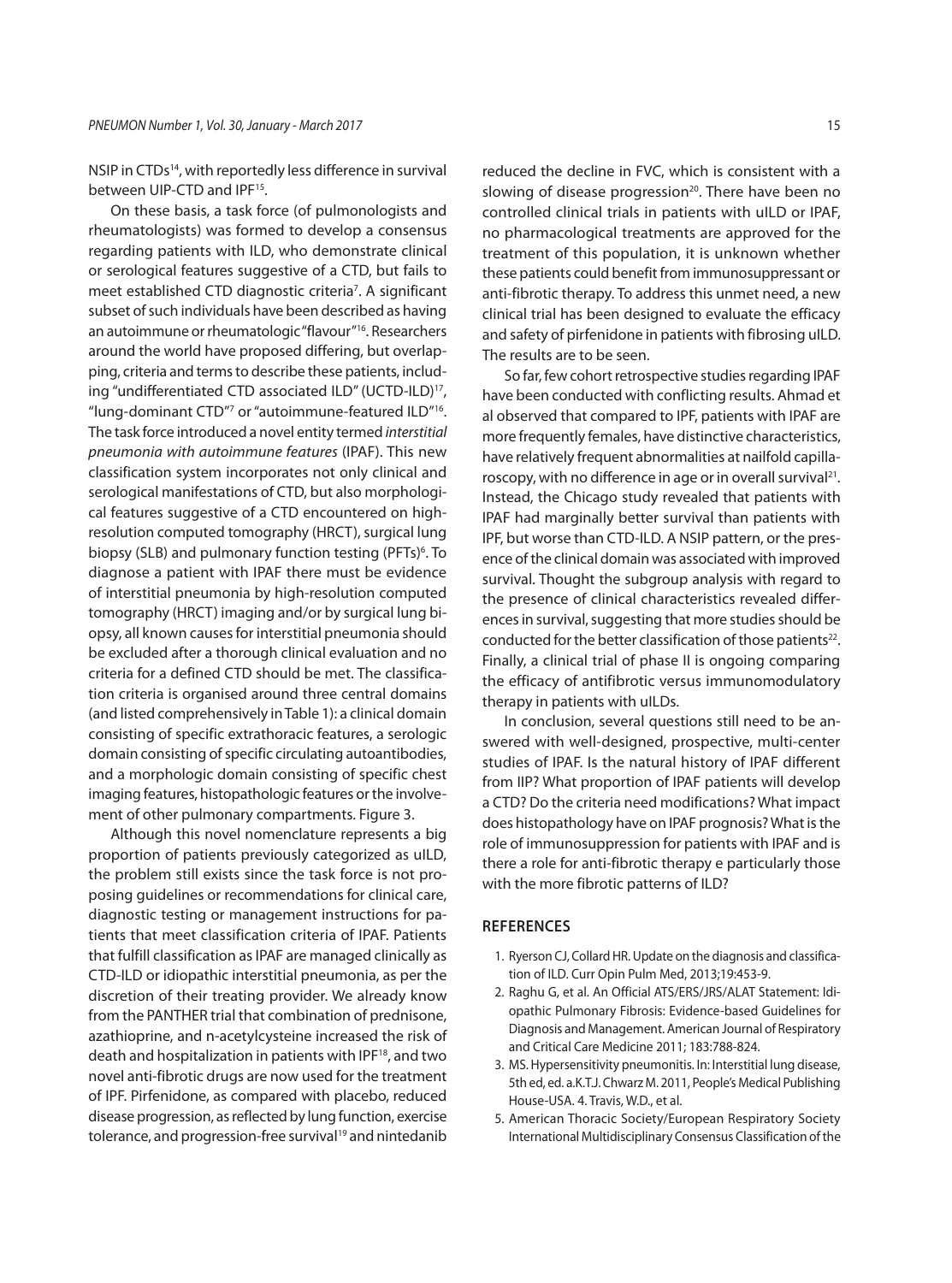NSIP in CTDs[14], with reportedly less difference in survival between UIP-CTD and IPF[15].

On these basis, a task force (of pulmonologists and rheumatologists) was formed to develop a consensus regarding patients with ILD, who demonstrate clinical or serological features suggestive of a CTD, but fails to meet established CTD diagnostic criteria[7]. A significant subset of such individuals have been described as having an autoimmune or rheumatologic "flavour"[16]. Researchers around the world have proposed differing, but overlapping, criteria and terms to describe these patients, including "undifferentiated CTD associated ILD" (UCTD-ILD)[17], "lung-dominant CTD"[7] or "autoimmune-featured ILD"[16]. The task force introduced a novel entity termed *interstitial pneumonia with autoimmune features* (IPAF). This new classification system incorporates not only clinical and serological manifestations of CTD, but also morphological features suggestive of a CTD encountered on high-resolution computed tomography (HRCT), surgical lung biopsy (SLB) and pulmonary function testing (PFTs)[6]. To diagnose a patient with IPAF there must be evidence of interstitial pneumonia by high-resolution computed tomography (HRCT) imaging and/or by surgical lung biopsy, all known causes for interstitial pneumonia should be excluded after a thorough clinical evaluation and no criteria for a defined CTD should be met. The classification criteria is organised around three central domains (and listed comprehensively in Table 1): a clinical domain consisting of specific extrathoracic features, a serologic domain consisting of specific circulating autoantibodies, and a morphologic domain consisting of specific chest imaging features, histopathologic features or the involvement of other pulmonary compartments. Figure 3.

Although this novel nomenclature represents a big proportion of patients previously categorized as uILD, the problem still exists since the task force is not proposing guidelines or recommendations for clinical care, diagnostic testing or management instructions for patients that meet classification criteria of IPAF. Patients that fulfill classification as IPAF are managed clinically as CTD-ILD or idiopathic interstitial pneumonia, as per the discretion of their treating provider. We already know from the PANTHER trial that combination of prednisone, azathioprine, and n-acetylcysteine increased the risk of death and hospitalization in patients with IPF[18], and two novel anti-fibrotic drugs are now used for the treatment of IPF. Pirfenidone, as compared with placebo, reduced disease progression, as reflected by lung function, exercise tolerance, and progression-free survival[19] and nintedanib reduced the decline in FVC, which is consistent with a slowing of disease progression[20]. There have been no controlled clinical trials in patients with uILD or IPAF, no pharmacological treatments are approved for the treatment of this population, it is unknown whether these patients could benefit from immunosuppressant or anti-fibrotic therapy. To address this unmet need, a new clinical trial has been designed to evaluate the efficacy and safety of pirfenidone in patients with fibrosing uILD. The results are to be seen.

So far, few cohort retrospective studies regarding IPAF have been conducted with conflicting results. Ahmad et al observed that compared to IPF, patients with IPAF are more frequently females, have distinctive characteristics, have relatively frequent abnormalities at nailfold capillaroscopy, with no difference in age or in overall survival[21]. Instead, the Chicago study revealed that patients with IPAF had marginally better survival than patients with IPF, but worse than CTD-ILD. A NSIP pattern, or the presence of the clinical domain was associated with improved survival. Thought the subgroup analysis with regard to the presence of clinical characteristics revealed differences in survival, suggesting that more studies should be conducted for the better classification of those patients[22]. Finally, a clinical trial of phase II is ongoing comparing the efficacy of antifibrotic versus immunomodulatory therapy in patients with uILDs.

In conclusion, several questions still need to be answered with well-designed, prospective, multi-center studies of IPAF. Is the natural history of IPAF different from IIP? What proportion of IPAF patients will develop a CTD? Do the criteria need modifications? What impact does histopathology have on IPAF prognosis? What is the role of immunosuppression for patients with IPAF and is there a role for anti-fibrotic therapy e particularly those with the more fibrotic patterns of ILD?

## REFERENCES

1. Ryerson CJ, Collard HR. Update on the diagnosis and classification of ILD. Curr Opin Pulm Med, 2013;19:453-9.
2. Raghu G, et al. An Official ATS/ERS/JRS/ALAT Statement: Idiopathic Pulmonary Fibrosis: Evidence-based Guidelines for Diagnosis and Management. American Journal of Respiratory and Critical Care Medicine 2011; 183:788-824.
3. MS. Hypersensitivity pneumonitis. In: Interstitial lung disease, 5th ed, ed. a.K.T.J. Chwarz M. 2011, People's Medical Publishing House-USA. 4. Travis, W.D., et al.
5. American Thoracic Society/European Respiratory Society International Multidisciplinary Consensus Classification of the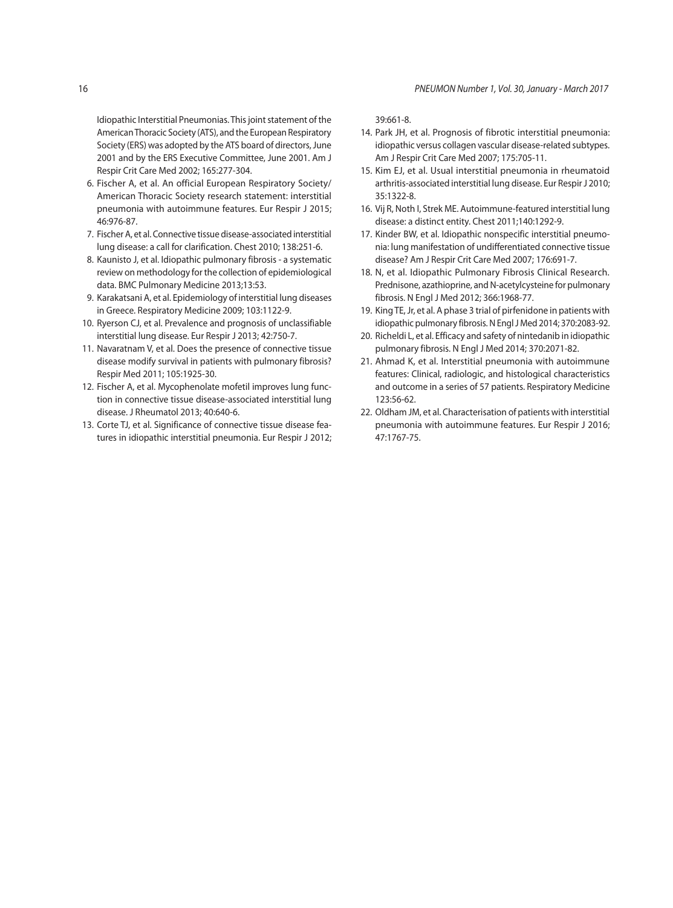Idiopathic Interstitial Pneumonias. This joint statement of the American Thoracic Society (ATS), and the European Respiratory Society (ERS) was adopted by the ATS board of directors, June 2001 and by the ERS Executive Committee, June 2001. Am J Respir Crit Care Med 2002; 165:277-304.

6. Fischer A, et al. An official European Respiratory Society/American Thoracic Society research statement: interstitial pneumonia with autoimmune features. Eur Respir J 2015; 46:976-87.
7. Fischer A, et al. Connective tissue disease-associated interstitial lung disease: a call for clarification. Chest 2010; 138:251-6.
8. Kaunisto J, et al. Idiopathic pulmonary fibrosis - a systematic review on methodology for the collection of epidemiological data. BMC Pulmonary Medicine 2013;13:53.
9. Karakatsani A, et al. Epidemiology of interstitial lung diseases in Greece. Respiratory Medicine 2009; 103:1122-9.
10. Ryerson CJ, et al. Prevalence and prognosis of unclassifiable interstitial lung disease. Eur Respir J 2013; 42:750-7.
11. Navaratnam V, et al. Does the presence of connective tissue disease modify survival in patients with pulmonary fibrosis? Respir Med 2011; 105:1925-30.
12. Fischer A, et al. Mycophenolate mofetil improves lung function in connective tissue disease-associated interstitial lung disease. J Rheumatol 2013; 40:640-6.
13. Corte TJ, et al. Significance of connective tissue disease features in idiopathic interstitial pneumonia. Eur Respir J 2012; 39:661-8.
14. Park JH, et al. Prognosis of fibrotic interstitial pneumonia: idiopathic versus collagen vascular disease-related subtypes. Am J Respir Crit Care Med 2007; 175:705-11.
15. Kim EJ, et al. Usual interstitial pneumonia in rheumatoid arthritis-associated interstitial lung disease. Eur Respir J 2010; 35:1322-8.
16. Vij R, Noth I, Strek ME. Autoimmune-featured interstitial lung disease: a distinct entity. Chest 2011;140:1292-9.
17. Kinder BW, et al. Idiopathic nonspecific interstitial pneumonia: lung manifestation of undifferentiated connective tissue disease? Am J Respir Crit Care Med 2007; 176:691-7.
18. N, et al. Idiopathic Pulmonary Fibrosis Clinical Research. Prednisone, azathioprine, and N-acetylcysteine for pulmonary fibrosis. N Engl J Med 2012; 366:1968-77.
19. King TE, Jr, et al. A phase 3 trial of pirfenidone in patients with idiopathic pulmonary fibrosis. N Engl J Med 2014; 370:2083-92.
20. Richeldi L, et al. Efficacy and safety of nintedanib in idiopathic pulmonary fibrosis. N Engl J Med 2014; 370:2071-82.
21. Ahmad K, et al. Interstitial pneumonia with autoimmune features: Clinical, radiologic, and histological characteristics and outcome in a series of 57 patients. Respiratory Medicine 123:56-62.
22. Oldham JM, et al. Characterisation of patients with interstitial pneumonia with autoimmune features. Eur Respir J 2016; 47:1767-75.